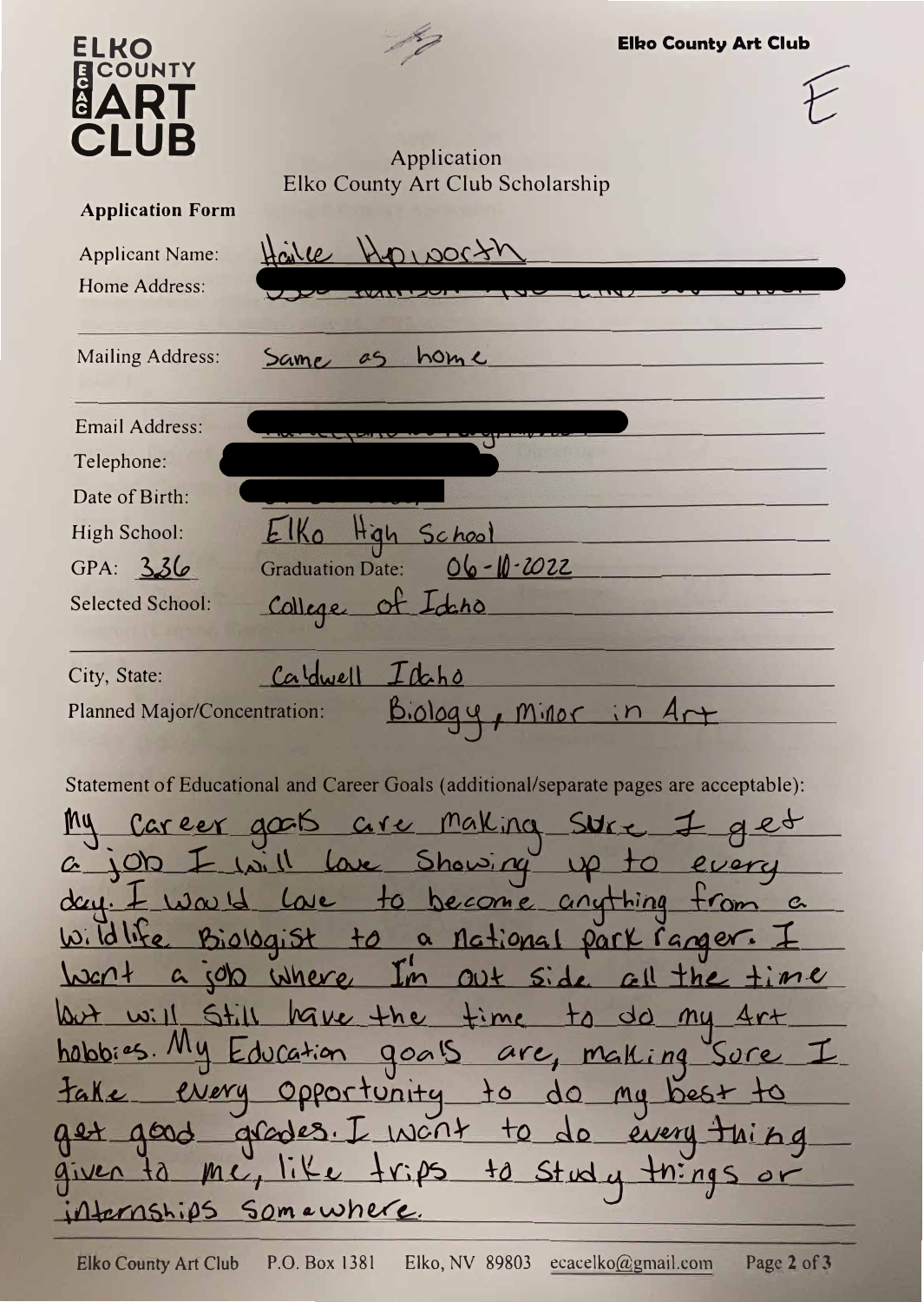**ELKO COUNTY ART CLUB**

**Elko County Art Club**

E

Application
Elko County Art Club Scholarship

**Application Form**

Applicant Name: Hailee Hopworth

Home Address:

Mailing Address: Same as home

Email Address:

Telephone:

Date of Birth:

High School: Elko High School

GPA: 3.36 Graduation Date: 06-10-2022

Selected School: College of Idaho

City, State: Caldwell Idaho

Planned Major/Concentration: Biology, Minor in Art

Statement of Educational and Career Goals (additional/separate pages are acceptable):

My Career goals are making sure I get a job I will love showing up to every day. I would love to become anything from a wildlife Biologist to a national park ranger. I want a job where I'm out side all the time but will still have the time to do my Art hobbies. My Education goals are, making sure I take every opportunity to do my best to get good grades. I want to do every thing given to me, like trips to study things or internships somewhere.

Elko County Art Club P.O. Box 1381 Elko, NV 89803 ecacelko@gmail.com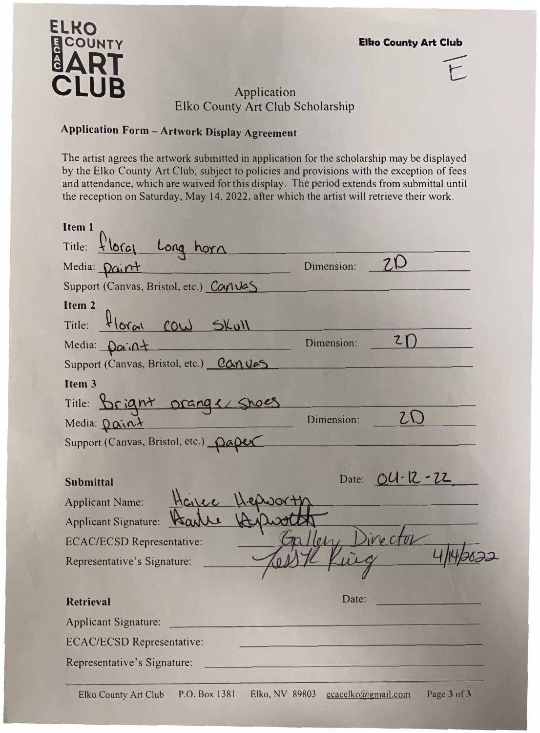ELKO COUNTY ART CLUB

**Elko County Art Club**

E

Application
Elko County Art Club Scholarship

## Application Form – Artwork Display Agreement

The artist agrees the artwork submitted in application for the scholarship may be displayed by the Elko County Art Club, subject to policies and provisions with the exception of fees and attendance, which are waived for this display. The period extends from submittal until the reception on Saturday, May 14, 2022, after which the artist will retrieve their work.

**Item 1**

Title: floral Long horn

Media: paint Dimension: 2D

Support (Canvas, Bristol, etc.) Canvas

**Item 2**

Title: floral cow Skull

Media: paint Dimension: 2D

Support (Canvas, Bristol, etc.) canvas

**Item 3**

Title: Bright orange shoes

Media: paint Dimension: 2D

Support (Canvas, Bristol, etc.) paper

**Submittal** Date: 04-12-22

Applicant Name: Hailee Hepworth

Applicant Signature: Hailee Hepworth

ECAC/ECSD Representative: Gallery Director

Representative's Signature: Tessie King 4/14/2022

**Retrieval** Date: ______

Applicant Signature: ______

ECAC/ECSD Representative: ______

Representative's Signature: ______

Elko County Art Club P.O. Box 1381 Elko, NV 89803 ecacelko@gmail.com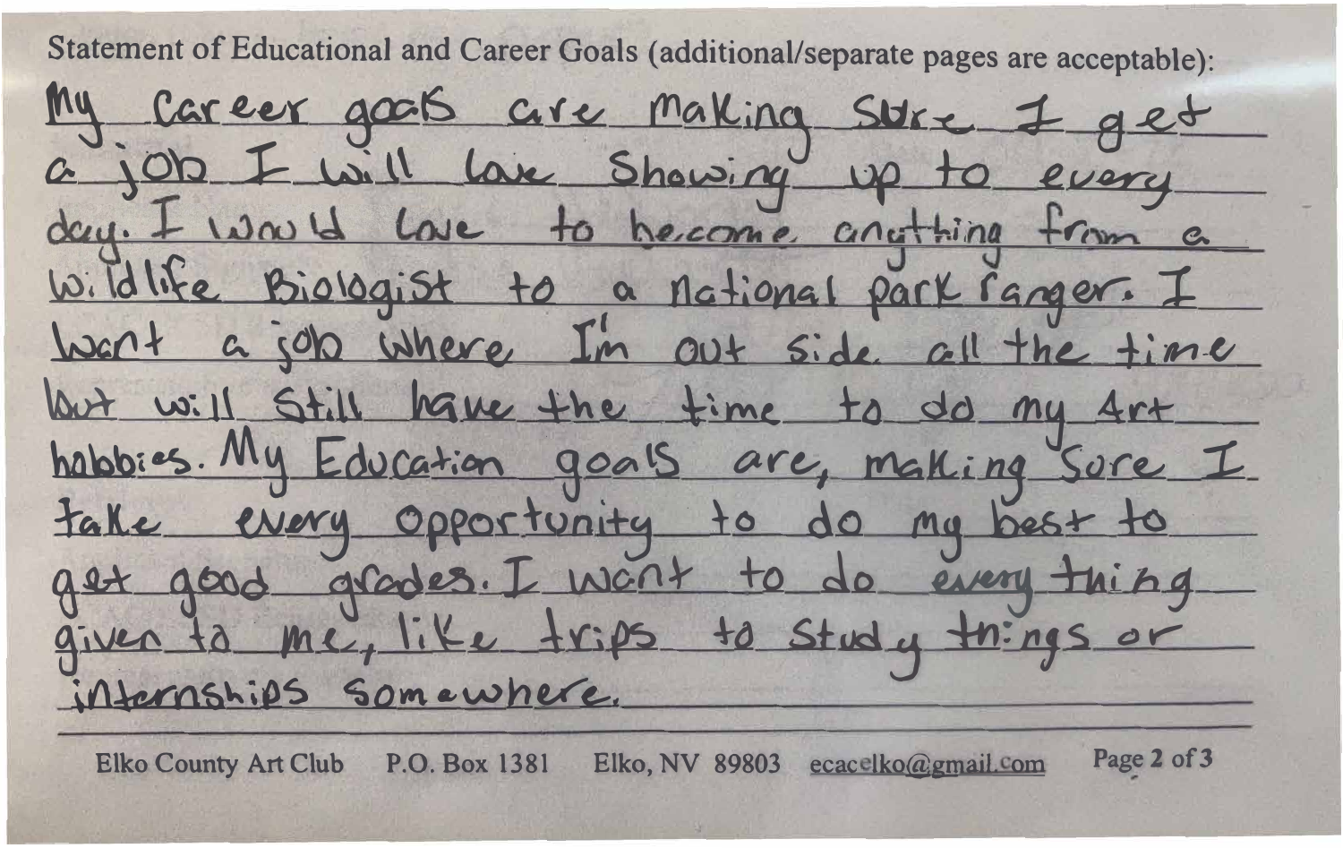Statement of Educational and Career Goals (additional/separate pages are acceptable):

My career goals are making sure I get a job I will love showing up to every day. I would love to become anything from a wildlife Biologist to a national park ranger. I want a job where I'm out side all the time but will still have the time to do my Art hobbies. My Education goals are, making sure I take every opportunity to do my best to get good grades. I want to do every thing given to me, like trips to study things or internships somewhere.

Elko County Art Club P.O. Box 1381 Elko, NV 89803 ecacelko@gmail.com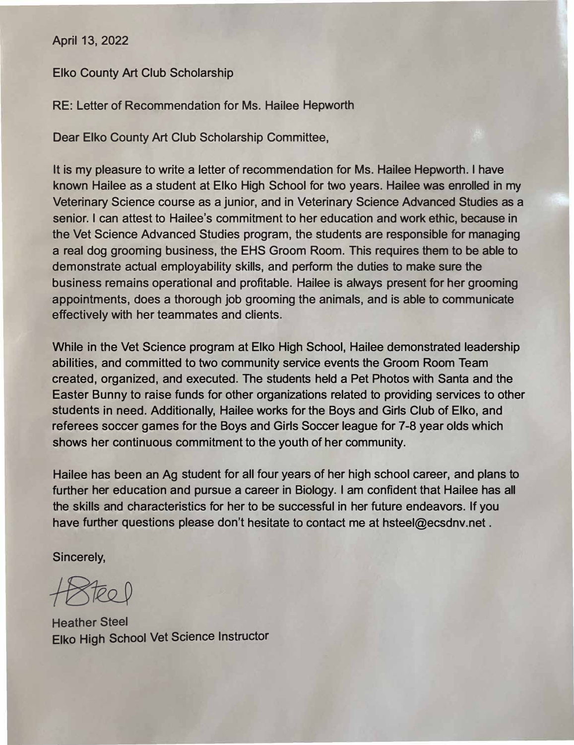April 13, 2022

Elko County Art Club Scholarship

RE: Letter of Recommendation for Ms. Hailee Hepworth

Dear Elko County Art Club Scholarship Committee,

It is my pleasure to write a letter of recommendation for Ms. Hailee Hepworth. I have known Hailee as a student at Elko High School for two years. Hailee was enrolled in my Veterinary Science course as a junior, and in Veterinary Science Advanced Studies as a senior. I can attest to Hailee's commitment to her education and work ethic, because in the Vet Science Advanced Studies program, the students are responsible for managing a real dog grooming business, the EHS Groom Room. This requires them to be able to demonstrate actual employability skills, and perform the duties to make sure the business remains operational and profitable. Hailee is always present for her grooming appointments, does a thorough job grooming the animals, and is able to communicate effectively with her teammates and clients.

While in the Vet Science program at Elko High School, Hailee demonstrated leadership abilities, and committed to two community service events the Groom Room Team created, organized, and executed. The students held a Pet Photos with Santa and the Easter Bunny to raise funds for other organizations related to providing services to other students in need. Additionally, Hailee works for the Boys and Girls Club of Elko, and referees soccer games for the Boys and Girls Soccer league for 7-8 year olds which shows her continuous commitment to the youth of her community.

Hailee has been an Ag student for all four years of her high school career, and plans to further her education and pursue a career in Biology. I am confident that Hailee has all the skills and characteristics for her to be successful in her future endeavors. If you have further questions please don't hesitate to contact me at hsteel@ecsdnv.net .

Sincerely,

HSteel

Heather Steel
Elko High School Vet Science Instructor